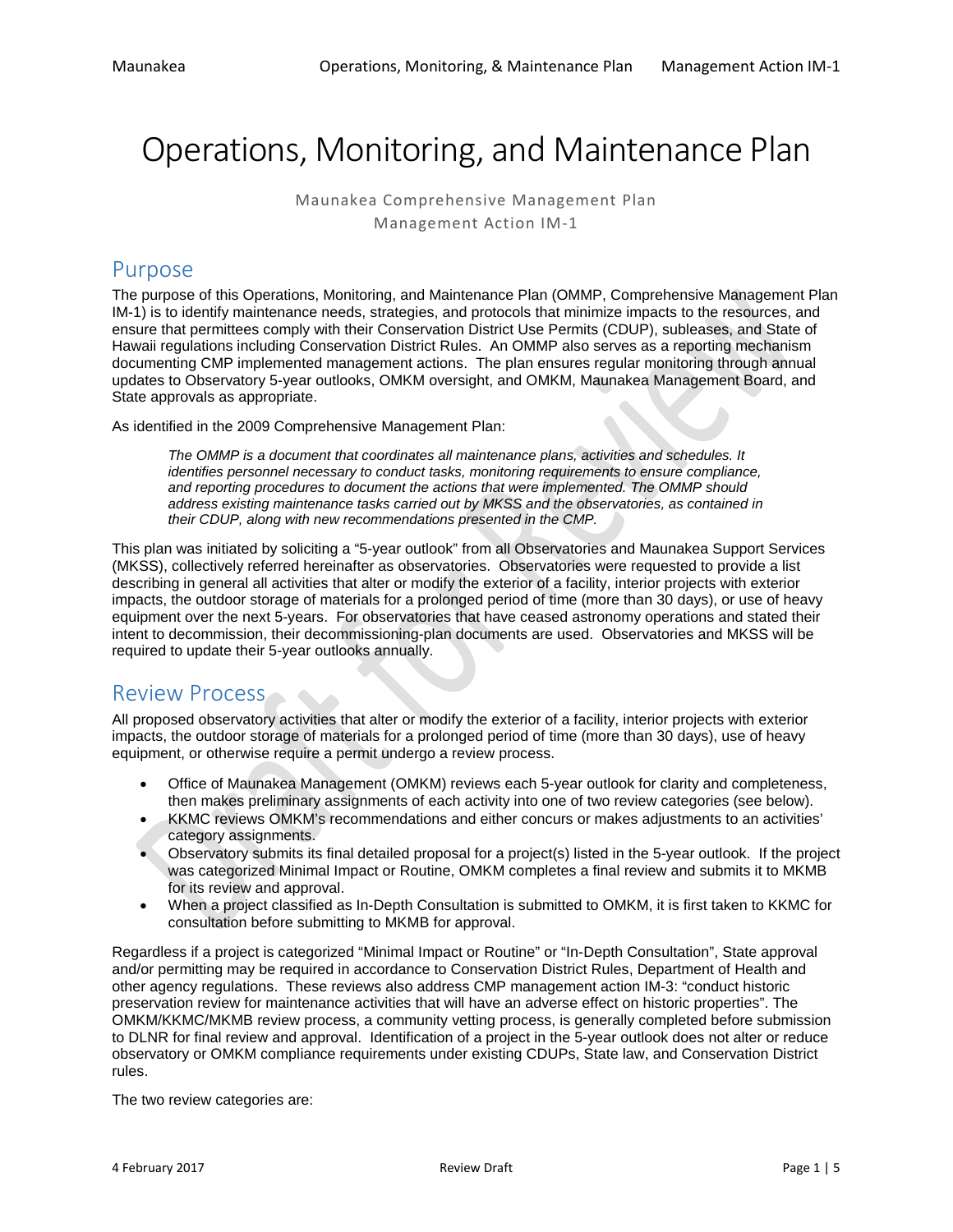# Operations, Monitoring, and Maintenance Plan

Maunakea Comprehensive Management Plan
Management Action IM-1

## Purpose

The purpose of this Operations, Monitoring, and Maintenance Plan (OMMP, Comprehensive Management Plan IM-1) is to identify maintenance needs, strategies, and protocols that minimize impacts to the resources, and ensure that permittees comply with their Conservation District Use Permits (CDUP), subleases, and State of Hawaii regulations including Conservation District Rules. An OMMP also serves as a reporting mechanism documenting CMP implemented management actions. The plan ensures regular monitoring through annual updates to Observatory 5-year outlooks, OMKM oversight, and OMKM, Maunakea Management Board, and State approvals as appropriate.

As identified in the 2009 Comprehensive Management Plan:

> *The OMMP is a document that coordinates all maintenance plans, activities and schedules. It identifies personnel necessary to conduct tasks, monitoring requirements to ensure compliance, and reporting procedures to document the actions that were implemented. The OMMP should address existing maintenance tasks carried out by MKSS and the observatories, as contained in their CDUP, along with new recommendations presented in the CMP.*

This plan was initiated by soliciting a "5-year outlook" from all Observatories and Maunakea Support Services (MKSS), collectively referred hereinafter as observatories. Observatories were requested to provide a list describing in general all activities that alter or modify the exterior of a facility, interior projects with exterior impacts, the outdoor storage of materials for a prolonged period of time (more than 30 days), or use of heavy equipment over the next 5-years. For observatories that have ceased astronomy operations and stated their intent to decommission, their decommissioning-plan documents are used. Observatories and MKSS will be required to update their 5-year outlooks annually.

## Review Process

All proposed observatory activities that alter or modify the exterior of a facility, interior projects with exterior impacts, the outdoor storage of materials for a prolonged period of time (more than 30 days), use of heavy equipment, or otherwise require a permit undergo a review process.

- Office of Maunakea Management (OMKM) reviews each 5-year outlook for clarity and completeness, then makes preliminary assignments of each activity into one of two review categories (see below).
- KKMC reviews OMKM's recommendations and either concurs or makes adjustments to an activities' category assignments.
- Observatory submits its final detailed proposal for a project(s) listed in the 5-year outlook. If the project was categorized Minimal Impact or Routine, OMKM completes a final review and submits it to MKMB for its review and approval.
- When a project classified as In-Depth Consultation is submitted to OMKM, it is first taken to KKMC for consultation before submitting to MKMB for approval.

Regardless if a project is categorized "Minimal Impact or Routine" or "In-Depth Consultation", State approval and/or permitting may be required in accordance to Conservation District Rules, Department of Health and other agency regulations. These reviews also address CMP management action IM-3: "conduct historic preservation review for maintenance activities that will have an adverse effect on historic properties". The OMKM/KKMC/MKMB review process, a community vetting process, is generally completed before submission to DLNR for final review and approval. Identification of a project in the 5-year outlook does not alter or reduce observatory or OMKM compliance requirements under existing CDUPs, State law, and Conservation District rules.

The two review categories are: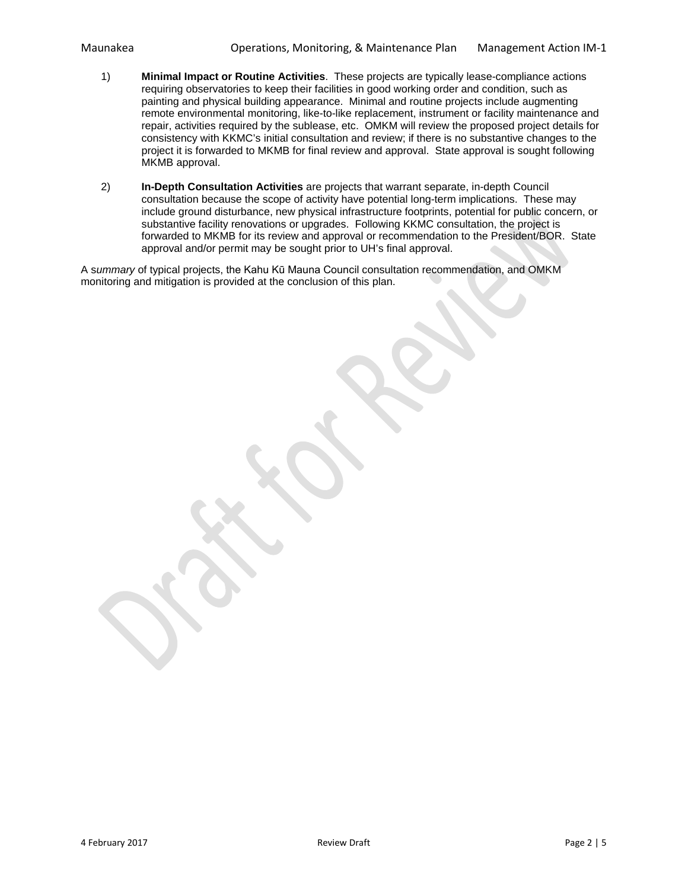1) **Minimal Impact or Routine Activities**. These projects are typically lease-compliance actions requiring observatories to keep their facilities in good working order and condition, such as painting and physical building appearance. Minimal and routine projects include augmenting remote environmental monitoring, like-to-like replacement, instrument or facility maintenance and repair, activities required by the sublease, etc. OMKM will review the proposed project details for consistency with KKMC's initial consultation and review; if there is no substantive changes to the project it is forwarded to MKMB for final review and approval. State approval is sought following MKMB approval.

2) **In-Depth Consultation Activities** are projects that warrant separate, in-depth Council consultation because the scope of activity have potential long-term implications. These may include ground disturbance, new physical infrastructure footprints, potential for public concern, or substantive facility renovations or upgrades. Following KKMC consultation, the project is forwarded to MKMB for its review and approval or recommendation to the President/BOR. State approval and/or permit may be sought prior to UH's final approval.

A s*ummary* of typical projects, the Kahu Kū Mauna Council consultation recommendation, and OMKM monitoring and mitigation is provided at the conclusion of this plan.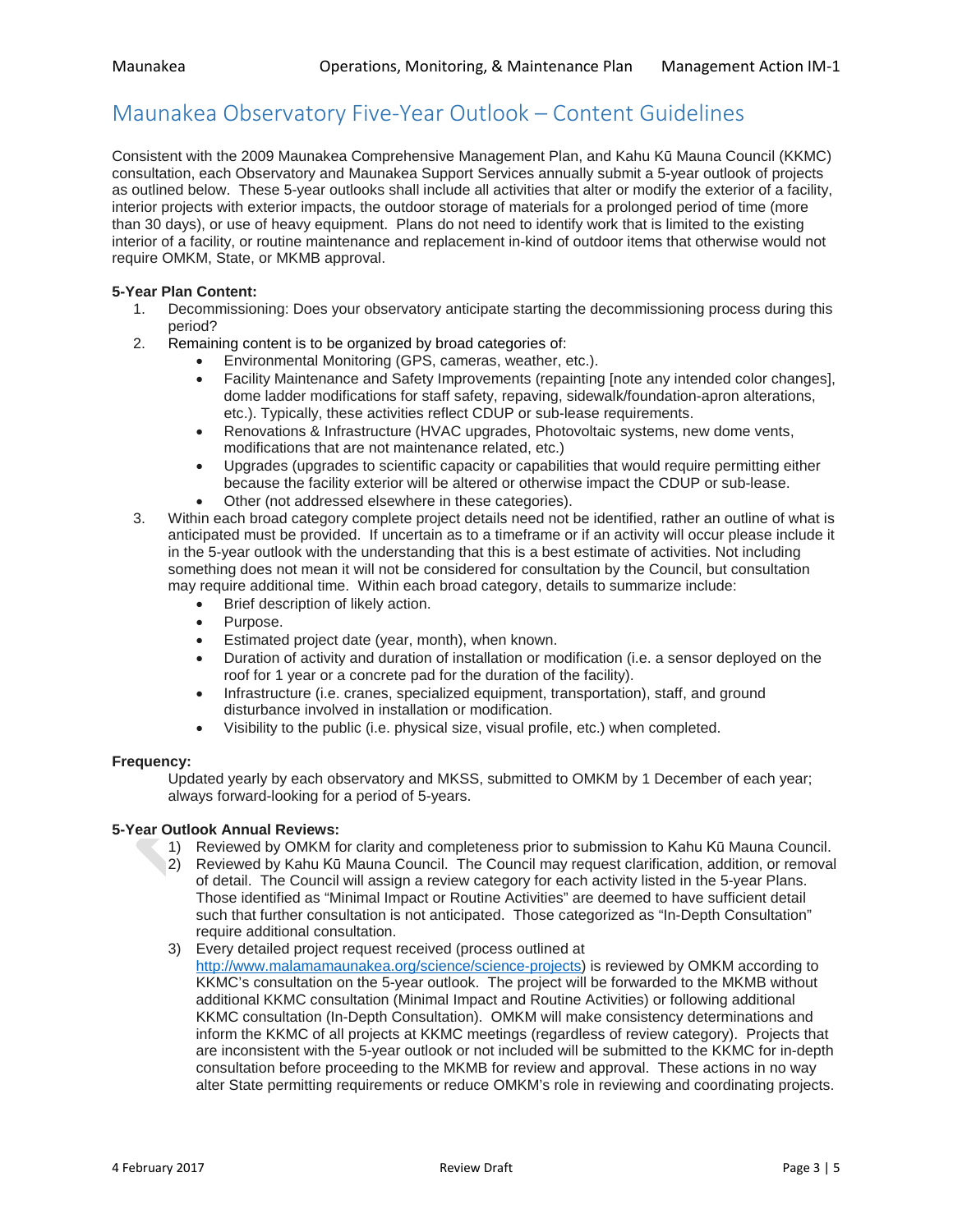# Maunakea Observatory Five-Year Outlook – Content Guidelines

Consistent with the 2009 Maunakea Comprehensive Management Plan, and Kahu Kū Mauna Council (KKMC) consultation, each Observatory and Maunakea Support Services annually submit a 5-year outlook of projects as outlined below. These 5-year outlooks shall include all activities that alter or modify the exterior of a facility, interior projects with exterior impacts, the outdoor storage of materials for a prolonged period of time (more than 30 days), or use of heavy equipment. Plans do not need to identify work that is limited to the existing interior of a facility, or routine maintenance and replacement in-kind of outdoor items that otherwise would not require OMKM, State, or MKMB approval.

**5-Year Plan Content:**

1. Decommissioning: Does your observatory anticipate starting the decommissioning process during this period?
2. Remaining content is to be organized by broad categories of:
   - Environmental Monitoring (GPS, cameras, weather, etc.).
   - Facility Maintenance and Safety Improvements (repainting [note any intended color changes], dome ladder modifications for staff safety, repaving, sidewalk/foundation-apron alterations, etc.). Typically, these activities reflect CDUP or sub-lease requirements.
   - Renovations & Infrastructure (HVAC upgrades, Photovoltaic systems, new dome vents, modifications that are not maintenance related, etc.)
   - Upgrades (upgrades to scientific capacity or capabilities that would require permitting either because the facility exterior will be altered or otherwise impact the CDUP or sub-lease.
   - Other (not addressed elsewhere in these categories).
3. Within each broad category complete project details need not be identified, rather an outline of what is anticipated must be provided. If uncertain as to a timeframe or if an activity will occur please include it in the 5-year outlook with the understanding that this is a best estimate of activities. Not including something does not mean it will not be considered for consultation by the Council, but consultation may require additional time. Within each broad category, details to summarize include:
   - Brief description of likely action.
   - Purpose.
   - Estimated project date (year, month), when known.
   - Duration of activity and duration of installation or modification (i.e. a sensor deployed on the roof for 1 year or a concrete pad for the duration of the facility).
   - Infrastructure (i.e. cranes, specialized equipment, transportation), staff, and ground disturbance involved in installation or modification.
   - Visibility to the public (i.e. physical size, visual profile, etc.) when completed.

**Frequency:**

Updated yearly by each observatory and MKSS, submitted to OMKM by 1 December of each year; always forward-looking for a period of 5-years.

**5-Year Outlook Annual Reviews:**

1) Reviewed by OMKM for clarity and completeness prior to submission to Kahu Kū Mauna Council.
2) Reviewed by Kahu Kū Mauna Council. The Council may request clarification, addition, or removal of detail. The Council will assign a review category for each activity listed in the 5-year Plans. Those identified as "Minimal Impact or Routine Activities" are deemed to have sufficient detail such that further consultation is not anticipated. Those categorized as "In-Depth Consultation" require additional consultation.
3) Every detailed project request received (process outlined at http://www.malamamaunakea.org/science/science-projects) is reviewed by OMKM according to KKMC's consultation on the 5-year outlook. The project will be forwarded to the MKMB without additional KKMC consultation (Minimal Impact and Routine Activities) or following additional KKMC consultation (In-Depth Consultation). OMKM will make consistency determinations and inform the KKMC of all projects at KKMC meetings (regardless of review category). Projects that are inconsistent with the 5-year outlook or not included will be submitted to the KKMC for in-depth consultation before proceeding to the MKMB for review and approval. These actions in no way alter State permitting requirements or reduce OMKM's role in reviewing and coordinating projects.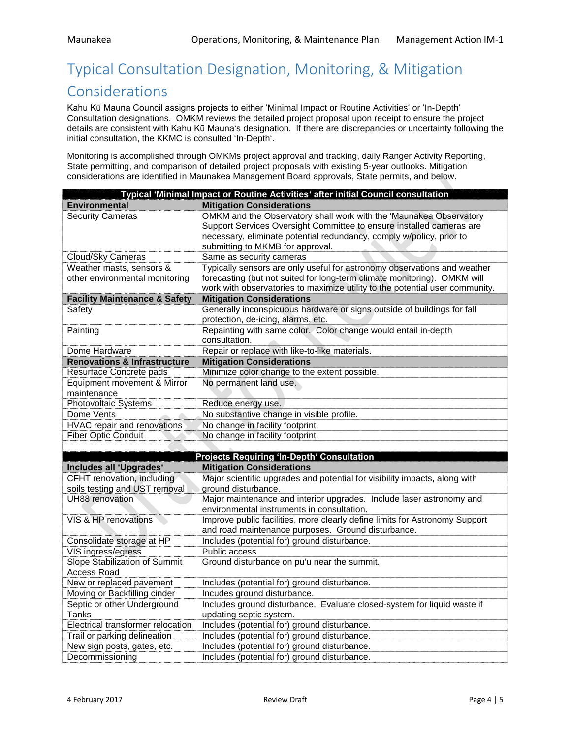# Typical Consultation Designation, Monitoring, & Mitigation Considerations

Kahu Kū Mauna Council assigns projects to either 'Minimal Impact or Routine Activities' or 'In-Depth' Consultation designations. OMKM reviews the detailed project proposal upon receipt to ensure the project details are consistent with Kahu Kū Mauna's designation. If there are discrepancies or uncertainty following the initial consultation, the KKMC is consulted 'In-Depth'.

Monitoring is accomplished through OMKMs project approval and tracking, daily Ranger Activity Reporting, State permitting, and comparison of detailed project proposals with existing 5-year outlooks. Mitigation considerations are identified in Maunakea Management Board approvals, State permits, and below.

| Typical 'Minimal Impact or Routine Activities' after initial Council consultation | |
|---|---|
| **Environmental** | **Mitigation Considerations** |
| Security Cameras | OMKM and the Observatory shall work with the 'Maunakea Observatory Support Services Oversight Committee to ensure installed cameras are necessary, eliminate potential redundancy, comply w/policy, prior to submitting to MKMB for approval. |
| Cloud/Sky Cameras | Same as security cameras |
| Weather masts, sensors & other environmental monitoring | Typically sensors are only useful for astronomy observations and weather forecasting (but not suited for long-term climate monitoring). OMKM will work with observatories to maximize utility to the potential user community. |
| **Facility Maintenance & Safety** | **Mitigation Considerations** |
| Safety | Generally inconspicuous hardware or signs outside of buildings for fall protection, de-icing, alarms, etc. |
| Painting | Repainting with same color. Color change would entail in-depth consultation. |
| Dome Hardware | Repair or replace with like-to-like materials. |
| **Renovations & Infrastructure** | **Mitigation Considerations** |
| Resurface Concrete pads | Minimize color change to the extent possible. |
| Equipment movement & Mirror maintenance | No permanent land use. |
| Photovoltaic Systems | Reduce energy use. |
| Dome Vents | No substantive change in visible profile. |
| HVAC repair and renovations | No change in facility footprint. |
| Fiber Optic Conduit | No change in facility footprint. |

| Projects Requiring 'In-Depth' Consultation | |
|---|---|
| **Includes all 'Upgrades'** | **Mitigation Considerations** |
| CFHT renovation, including soils testing and UST removal | Major scientific upgrades and potential for visibility impacts, along with ground disturbance. |
| UH88 renovation | Major maintenance and interior upgrades. Include laser astronomy and environmental instruments in consultation. |
| VIS & HP renovations | Improve public facilities, more clearly define limits for Astronomy Support and road maintenance purposes. Ground disturbance. |
| Consolidate storage at HP | Includes (potential for) ground disturbance. |
| VIS ingress/egress | Public access |
| Slope Stabilization of Summit Access Road | Ground disturbance on pu'u near the summit. |
| New or replaced pavement | Includes (potential for) ground disturbance. |
| Moving or Backfilling cinder | Incudes ground disturbance. |
| Septic or other Underground Tanks | Includes ground disturbance. Evaluate closed-system for liquid waste if updating septic system. |
| Electrical transformer relocation | Includes (potential for) ground disturbance. |
| Trail or parking delineation | Includes (potential for) ground disturbance. |
| New sign posts, gates, etc. | Includes (potential for) ground disturbance. |
| Decommissioning | Includes (potential for) ground disturbance. |